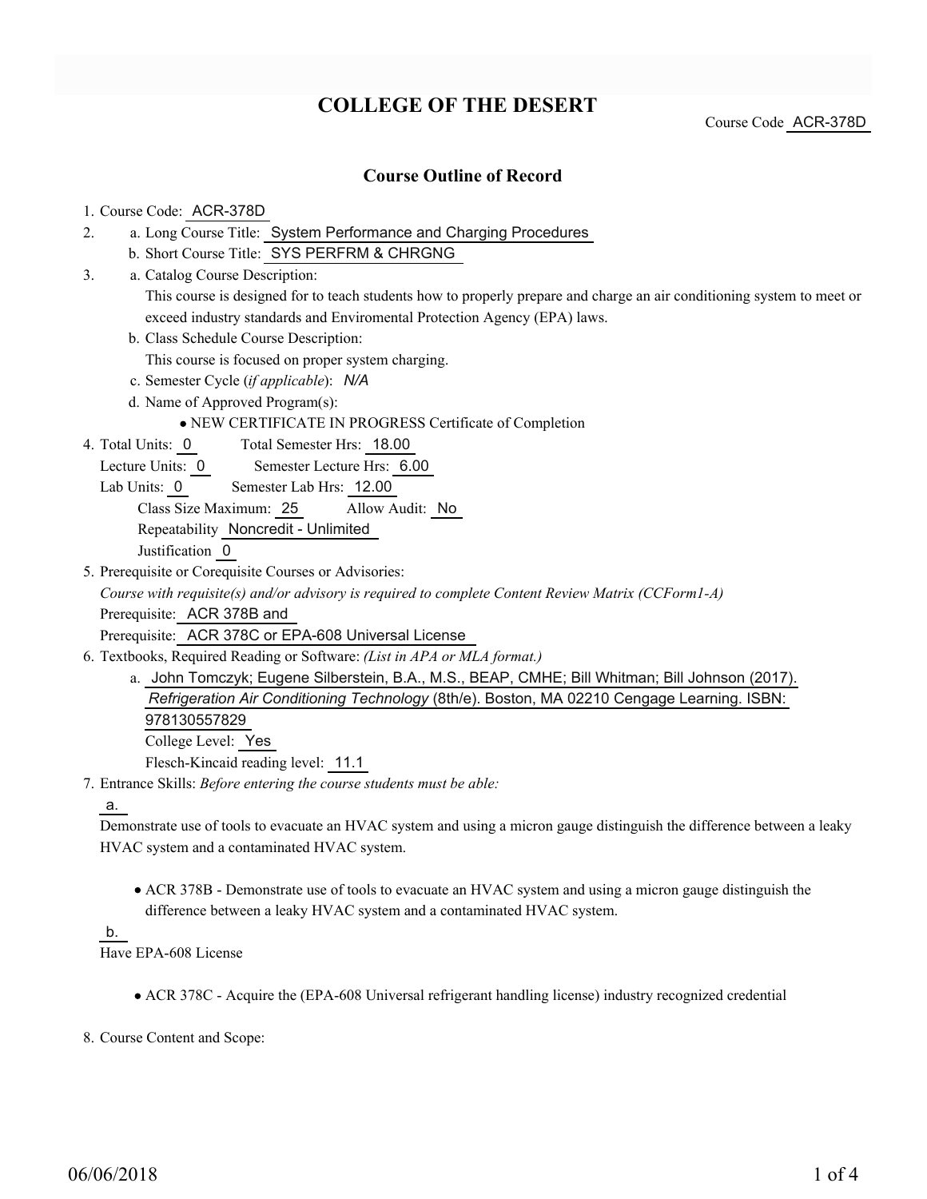# COLLEGE OF THE DESERT

Course Code ACR-378D

## Course Outline of Record

1. Course Code: ACR-378D
2. a. Long Course Title: System Performance and Charging Procedures
   b. Short Course Title: SYS PERFRM & CHRGNG
3. a. Catalog Course Description:
   This course is designed for to teach students how to properly prepare and charge an air conditioning system to meet or exceed industry standards and Enviromental Protection Agency (EPA) laws.
   b. Class Schedule Course Description:
   This course is focused on proper system charging.
   c. Semester Cycle (*if applicable*): *N/A*
   d. Name of Approved Program(s):
   - NEW CERTIFICATE IN PROGRESS Certificate of Completion
4. Total Units: 0 Total Semester Hrs: 18.00
   Lecture Units: 0 Semester Lecture Hrs: 6.00
   Lab Units: 0 Semester Lab Hrs: 12.00
   Class Size Maximum: 25 Allow Audit: No
   Repeatability Noncredit - Unlimited
   Justification 0
5. Prerequisite or Corequisite Courses or Advisories:
   *Course with requisite(s) and/or advisory is required to complete Content Review Matrix (CCForm1-A)*
   Prerequisite: ACR 378B and
   Prerequisite: ACR 378C or EPA-608 Universal License
6. Textbooks, Required Reading or Software: *(List in APA or MLA format.)*
   a. John Tomczyk; Eugene Silberstein, B.A., M.S., BEAP, CMHE; Bill Whitman; Bill Johnson (2017). *Refrigeration Air Conditioning Technology* (8th/e). Boston, MA 02210 Cengage Learning. ISBN: 978130557829
   College Level: Yes
   Flesch-Kincaid reading level: 11.1
7. Entrance Skills: *Before entering the course students must be able:*

   a.
   Demonstrate use of tools to evacuate an HVAC system and using a micron gauge distinguish the difference between a leaky HVAC system and a contaminated HVAC system.

   - ACR 378B - Demonstrate use of tools to evacuate an HVAC system and using a micron gauge distinguish the difference between a leaky HVAC system and a contaminated HVAC system.

   b.
   Have EPA-608 License

   - ACR 378C - Acquire the (EPA-608 Universal refrigerant handling license) industry recognized credential

8. Course Content and Scope: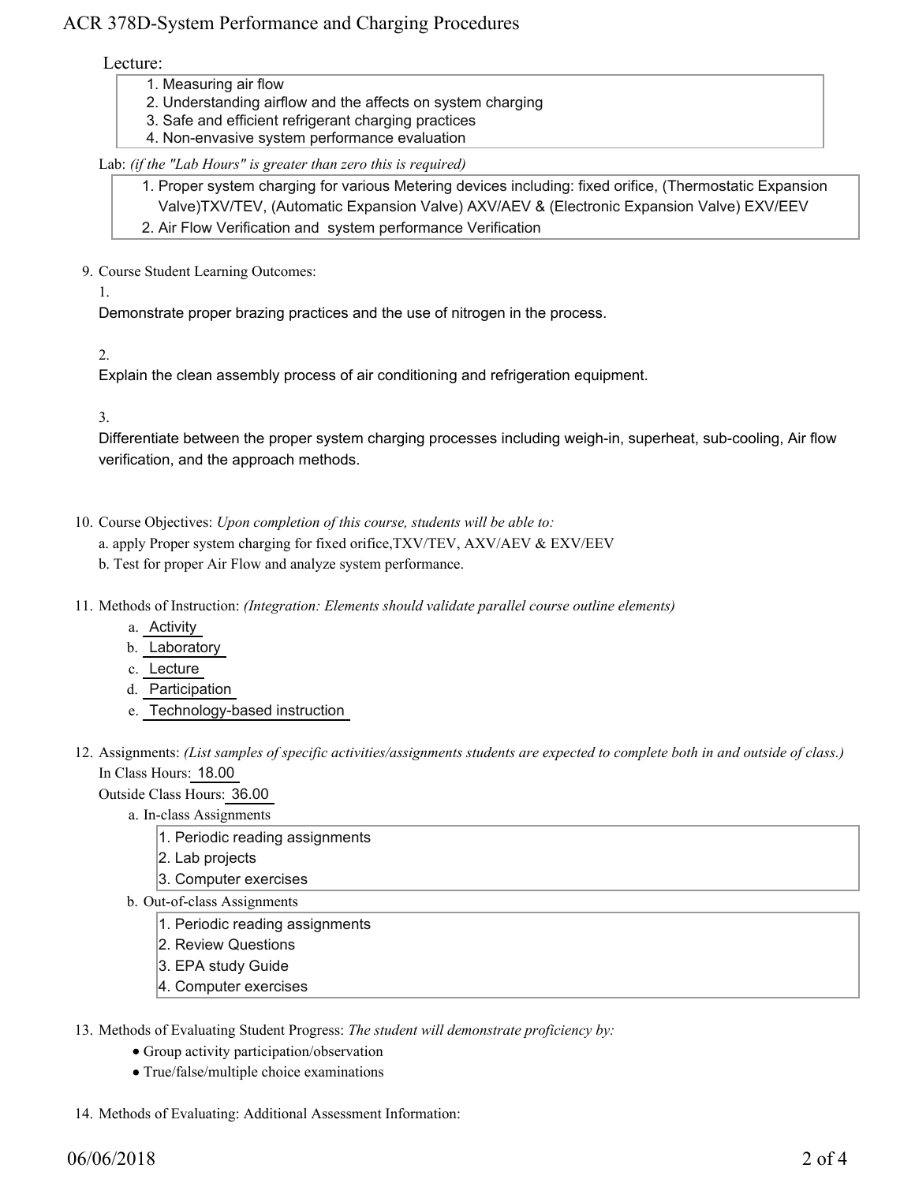Lecture:

1. Measuring air flow
2. Understanding airflow and the affects on system charging
3. Safe and efficient refrigerant charging practices
4. Non-envasive system performance evaluation

Lab: *(if the "Lab Hours" is greater than zero this is required)*

1. Proper system charging for various Metering devices including: fixed orifice, (Thermostatic Expansion Valve)TXV/TEV, (Automatic Expansion Valve) AXV/AEV & (Electronic Expansion Valve) EXV/EEV
2. Air Flow Verification and system performance Verification

9. Course Student Learning Outcomes:

   1.

   Demonstrate proper brazing practices and the use of nitrogen in the process.

   2.

   Explain the clean assembly process of air conditioning and refrigeration equipment.

   3.

   Differentiate between the proper system charging processes including weigh-in, superheat, sub-cooling, Air flow verification, and the approach methods.

10. Course Objectives: *Upon completion of this course, students will be able to:*

    a. apply Proper system charging for fixed orifice,TXV/TEV, AXV/AEV & EXV/EEV

    b. Test for proper Air Flow and analyze system performance.

11. Methods of Instruction: *(Integration: Elements should validate parallel course outline elements)*

    a. Activity
    b. Laboratory
    c. Lecture
    d. Participation
    e. Technology-based instruction

12. Assignments: *(List samples of specific activities/assignments students are expected to complete both in and outside of class.)*

    In Class Hours: 18.00

    Outside Class Hours: 36.00

    a. In-class Assignments

       1. Periodic reading assignments
       2. Lab projects
       3. Computer exercises

    b. Out-of-class Assignments

       1. Periodic reading assignments
       2. Review Questions
       3. EPA study Guide
       4. Computer exercises

13. Methods of Evaluating Student Progress: *The student will demonstrate proficiency by:*

    - Group activity participation/observation
    - True/false/multiple choice examinations

14. Methods of Evaluating: Additional Assessment Information: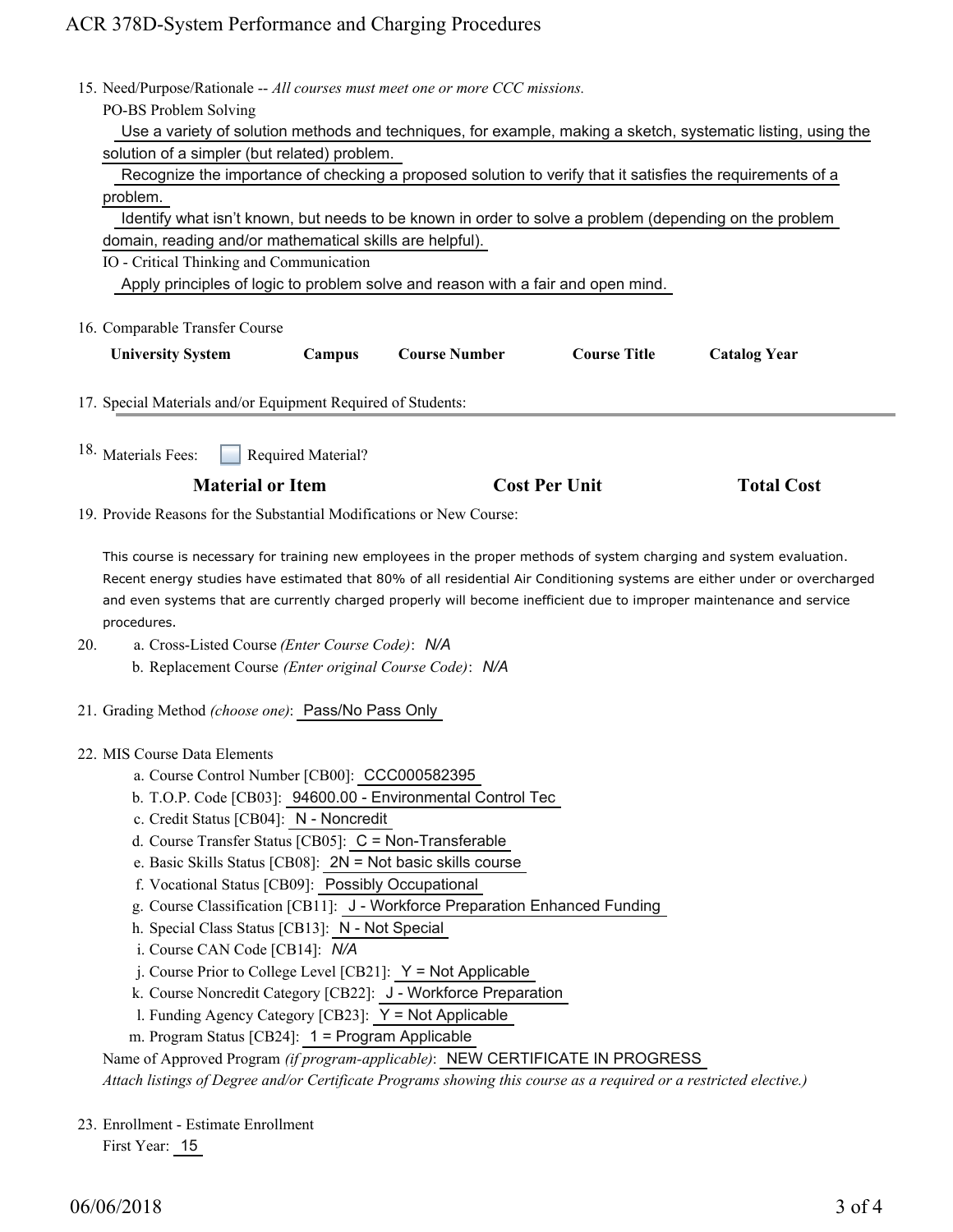15. Need/Purpose/Rationale -- *All courses must meet one or more CCC missions.*

PO-BS Problem Solving

Use a variety of solution methods and techniques, for example, making a sketch, systematic listing, using the solution of a simpler (but related) problem.

Recognize the importance of checking a proposed solution to verify that it satisfies the requirements of a problem.

Identify what isn't known, but needs to be known in order to solve a problem (depending on the problem domain, reading and/or mathematical skills are helpful).

IO - Critical Thinking and Communication

Apply principles of logic to problem solve and reason with a fair and open mind.

16. Comparable Transfer Course

| University System | Campus | Course Number | Course Title | Catalog Year |
|---|---|---|---|---|

17. Special Materials and/or Equipment Required of Students:

18. Materials Fees: ☐ Required Material?

| Material or Item | Cost Per Unit | Total Cost |
|---|---|---|

19. Provide Reasons for the Substantial Modifications or New Course:

This course is necessary for training new employees in the proper methods of system charging and system evaluation. Recent energy studies have estimated that 80% of all residential Air Conditioning systems are either under or overcharged and even systems that are currently charged properly will become inefficient due to improper maintenance and service procedures.

20. a. Cross-Listed Course *(Enter Course Code)*: *N/A*
    b. Replacement Course *(Enter original Course Code)*: *N/A*

21. Grading Method *(choose one)*: Pass/No Pass Only

22. MIS Course Data Elements
    a. Course Control Number [CB00]: CCC000582395
    b. T.O.P. Code [CB03]: 94600.00 - Environmental Control Tec
    c. Credit Status [CB04]: N - Noncredit
    d. Course Transfer Status [CB05]: C = Non-Transferable
    e. Basic Skills Status [CB08]: 2N = Not basic skills course
    f. Vocational Status [CB09]: Possibly Occupational
    g. Course Classification [CB11]: J - Workforce Preparation Enhanced Funding
    h. Special Class Status [CB13]: N - Not Special
    i. Course CAN Code [CB14]: *N/A*
    j. Course Prior to College Level [CB21]: Y = Not Applicable
    k. Course Noncredit Category [CB22]: J - Workforce Preparation
    l. Funding Agency Category [CB23]: Y = Not Applicable
    m. Program Status [CB24]: 1 = Program Applicable

    Name of Approved Program *(if program-applicable)*: NEW CERTIFICATE IN PROGRESS

    *Attach listings of Degree and/or Certificate Programs showing this course as a required or a restricted elective.)*

23. Enrollment - Estimate Enrollment

    First Year: 15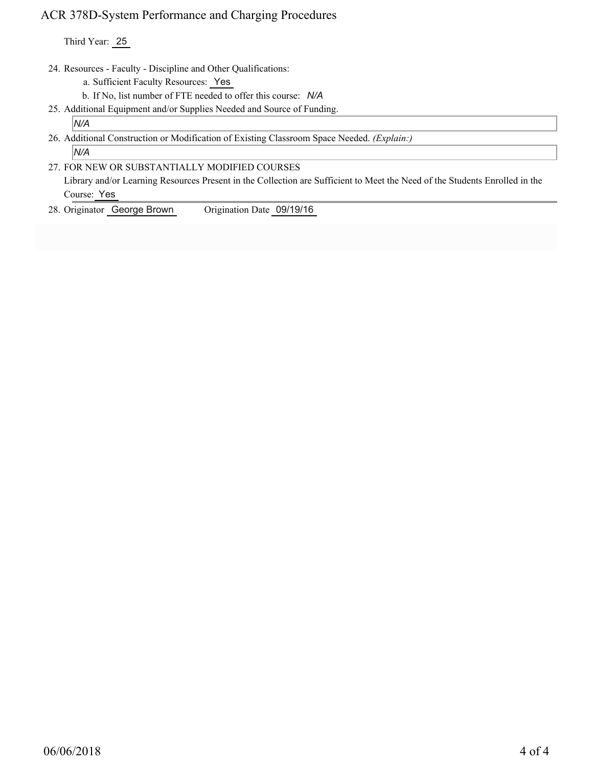Third Year: 25

24. Resources - Faculty - Discipline and Other Qualifications:
    a. Sufficient Faculty Resources: Yes
    b. If No, list number of FTE needed to offer this course: *N/A*
25. Additional Equipment and/or Supplies Needed and Source of Funding.
    *N/A*
26. Additional Construction or Modification of Existing Classroom Space Needed. *(Explain:)*
    *N/A*
27. FOR NEW OR SUBSTANTIALLY MODIFIED COURSES
    Library and/or Learning Resources Present in the Collection are Sufficient to Meet the Need of the Students Enrolled in the Course: Yes
28. Originator George Brown    Origination Date 09/19/16